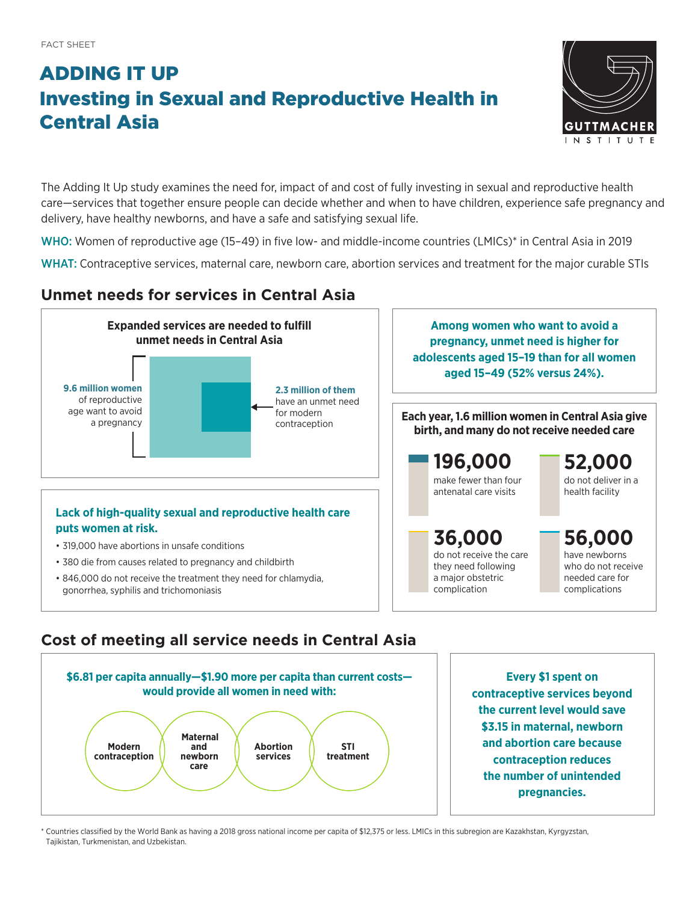FACT SHEET

# ADDING IT UP
# Investing in Sexual and Reproductive Health in Central Asia

GUTTMACHER INSTITUTE

The Adding It Up study examines the need for, impact of and cost of fully investing in sexual and reproductive health care—services that together ensure people can decide whether and when to have children, experience safe pregnancy and delivery, have healthy newborns, and have a safe and satisfying sexual life.

**WHO:** Women of reproductive age (15–49) in five low- and middle-income countries (LMICs)* in Central Asia in 2019

**WHAT:** Contraceptive services, maternal care, newborn care, abortion services and treatment for the major curable STIs

## Unmet needs for services in Central Asia

**Expanded services are needed to fulfill unmet needs in Central Asia**

**9.6 million women** of reproductive age want to avoid a pregnancy

**2.3 million of them** have an unmet need for modern contraception

**Among women who want to avoid a pregnancy, unmet need is higher for adolescents aged 15–19 than for all women aged 15–49 (52% versus 24%).**

**Each year, 1.6 million women in Central Asia give birth, and many do not receive needed care**

- **196,000** make fewer than four antenatal care visits
- **52,000** do not deliver in a health facility
- **36,000** do not receive the care they need following a major obstetric complication
- **56,000** have newborns who do not receive needed care for complications

**Lack of high-quality sexual and reproductive health care puts women at risk.**

- 319,000 have abortions in unsafe conditions
- 380 die from causes related to pregnancy and childbirth
- 846,000 do not receive the treatment they need for chlamydia, gonorrhea, syphilis and trichomoniasis

## Cost of meeting all service needs in Central Asia

**$6.81 per capita annually—$1.90 more per capita than current costs—would provide all women in need with:**

- Modern contraception
- Maternal and newborn care
- Abortion services
- STI treatment

**Every $1 spent on contraceptive services beyond the current level would save $3.15 in maternal, newborn and abortion care because contraception reduces the number of unintended pregnancies.**

* Countries classified by the World Bank as having a 2018 gross national income per capita of $12,375 or less. LMICs in this subregion are Kazakhstan, Kyrgyzstan, Tajikistan, Turkmenistan, and Uzbekistan.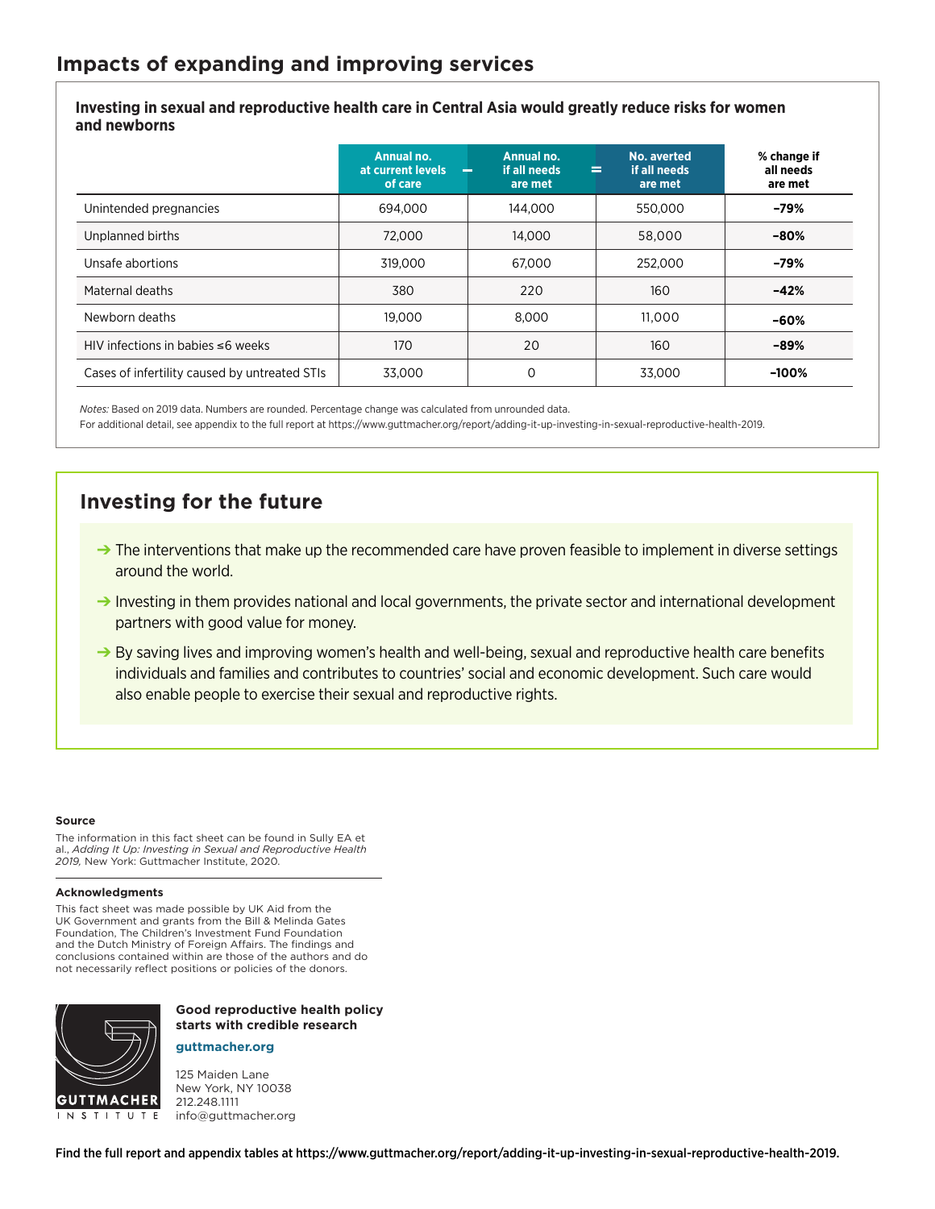## Impacts of expanding and improving services

**Investing in sexual and reproductive health care in Central Asia would greatly reduce risks for women and newborns**

| | Annual no. at current levels of care | Annual no. if all needs are met | No. averted if all needs are met | % change if all needs are met |
|---|---|---|---|---|
| Unintended pregnancies | 694,000 | 144,000 | 550,000 | **–79%** |
| Unplanned births | 72,000 | 14,000 | 58,000 | **–80%** |
| Unsafe abortions | 319,000 | 67,000 | 252,000 | **–79%** |
| Maternal deaths | 380 | 220 | 160 | **–42%** |
| Newborn deaths | 19,000 | 8,000 | 11,000 | **–60%** |
| HIV infections in babies ≤6 weeks | 170 | 20 | 160 | **–89%** |
| Cases of infertility caused by untreated STIs | 33,000 | 0 | 33,000 | **–100%** |

*Notes:* Based on 2019 data. Numbers are rounded. Percentage change was calculated from unrounded data.
For additional detail, see appendix to the full report at https://www.guttmacher.org/report/adding-it-up-investing-in-sexual-reproductive-health-2019.

## Investing for the future

- → The interventions that make up the recommended care have proven feasible to implement in diverse settings around the world.
- → Investing in them provides national and local governments, the private sector and international development partners with good value for money.
- → By saving lives and improving women's health and well-being, sexual and reproductive health care benefits individuals and families and contributes to countries' social and economic development. Such care would also enable people to exercise their sexual and reproductive rights.

**Source**

The information in this fact sheet can be found in Sully EA et al., *Adding It Up: Investing in Sexual and Reproductive Health 2019,* New York: Guttmacher Institute, 2020.

**Acknowledgments**

This fact sheet was made possible by UK Aid from the UK Government and grants from the Bill & Melinda Gates Foundation, The Children's Investment Fund Foundation and the Dutch Ministry of Foreign Affairs. The findings and conclusions contained within are those of the authors and do not necessarily reflect positions or policies of the donors.

GUTTMACHER INSTITUTE

**Good reproductive health policy starts with credible research**

**guttmacher.org**

125 Maiden Lane
New York, NY 10038
212.248.1111
info@guttmacher.org

Find the full report and appendix tables at https://www.guttmacher.org/report/adding-it-up-investing-in-sexual-reproductive-health-2019.